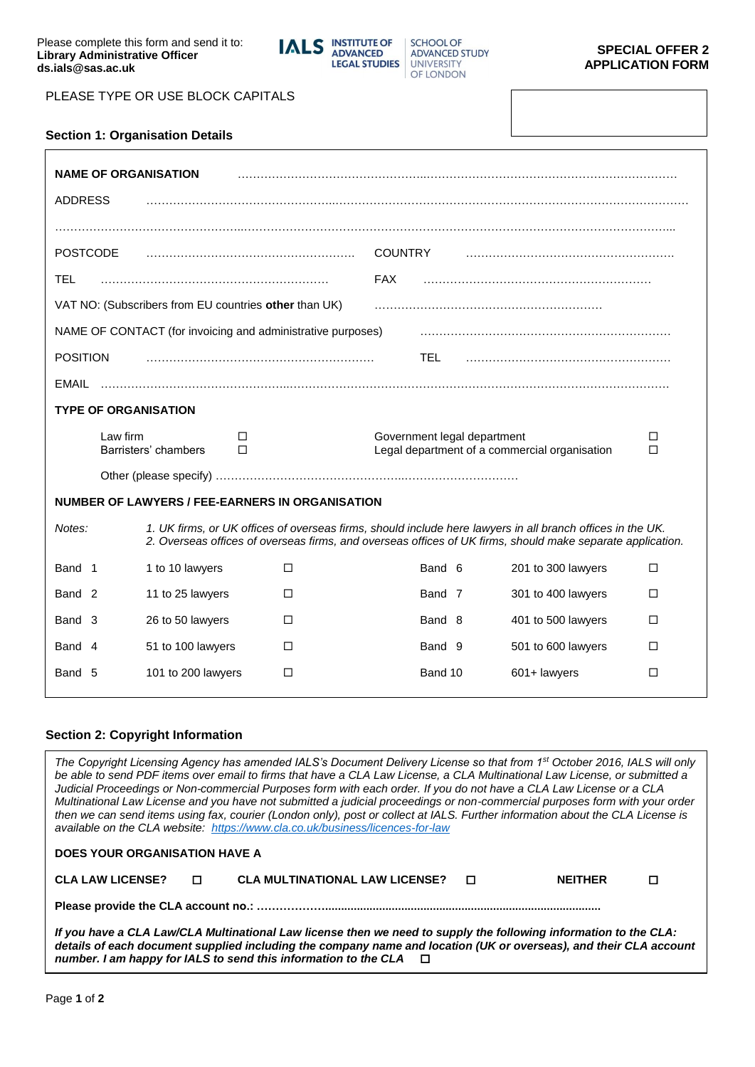Please complete this form and send it to:
**Library Administrative Officer**
**ds.ials@sas.ac.uk**

IALS INSTITUTE OF ADVANCED LEGAL STUDIES | SCHOOL OF ADVANCED STUDY UNIVERSITY OF LONDON

**SPECIAL OFFER 2**
**APPLICATION FORM**

PLEASE TYPE OR USE BLOCK CAPITALS

### Section 1: Organisation Details

**NAME OF ORGANISATION** ……………………………………………………………………………………………

ADDRESS ……………………………………………………………………………………………………………

……………………………………………………………………………………………………………………………

POSTCODE ……………………………………………… COUNTRY ………………………………………………

TEL …………………………………………………… FAX ……………………………………………………

VAT NO: (Subscribers from EU countries **other** than UK) ……………………………………………………

NAME OF CONTACT (for invoicing and administrative purposes) …………………………………………………

POSITION …………………………………………………… TEL ………………………………………………

EMAIL ……………………………………………………………………………………………………………

**TYPE OF ORGANISATION**

| | | | |
|---|---|---|---|
| Law firm | ☐ | Government legal department | ☐ |
| Barristers' chambers | ☐ | Legal department of a commercial organisation | ☐ |

Other (please specify) ………………………………………………………………………………

**NUMBER OF LAWYERS / FEE-EARNERS IN ORGANISATION**

*Notes:* *1. UK firms, or UK offices of overseas firms, should include here lawyers in all branch offices in the UK.*
*2. Overseas offices of overseas firms, and overseas offices of UK firms, should make separate application.*

| | | | | | |
|---|---|---|---|---|---|
| Band 1 | 1 to 10 lawyers | ☐ | Band 6 | 201 to 300 lawyers | ☐ |
| Band 2 | 11 to 25 lawyers | ☐ | Band 7 | 301 to 400 lawyers | ☐ |
| Band 3 | 26 to 50 lawyers | ☐ | Band 8 | 401 to 500 lawyers | ☐ |
| Band 4 | 51 to 100 lawyers | ☐ | Band 9 | 501 to 600 lawyers | ☐ |
| Band 5 | 101 to 200 lawyers | ☐ | Band 10 | 601+ lawyers | ☐ |

### Section 2: Copyright Information

*The Copyright Licensing Agency has amended IALS's Document Delivery License so that from 1st October 2016, IALS will only be able to send PDF items over email to firms that have a CLA Law License, a CLA Multinational Law License, or submitted a Judicial Proceedings or Non-commercial Purposes form with each order. If you do not have a CLA Law License or a CLA Multinational Law License and you have not submitted a judicial proceedings or non-commercial purposes form with your order then we can send items using fax, courier (London only), post or collect at IALS. Further information about the CLA License is available on the CLA website: https://www.cla.co.uk/business/licences-for-law*

**DOES YOUR ORGANISATION HAVE A**

**CLA LAW LICENSE?** ☐ **CLA MULTINATIONAL LAW LICENSE?** ☐ **NEITHER** ☐

**Please provide the CLA account no.: …………………………………………………………………………**

***If you have a CLA Law/CLA Multinational Law license then we need to supply the following information to the CLA: details of each document supplied including the company name and location (UK or overseas), and their CLA account number. I am happy for IALS to send this information to the CLA*** ☐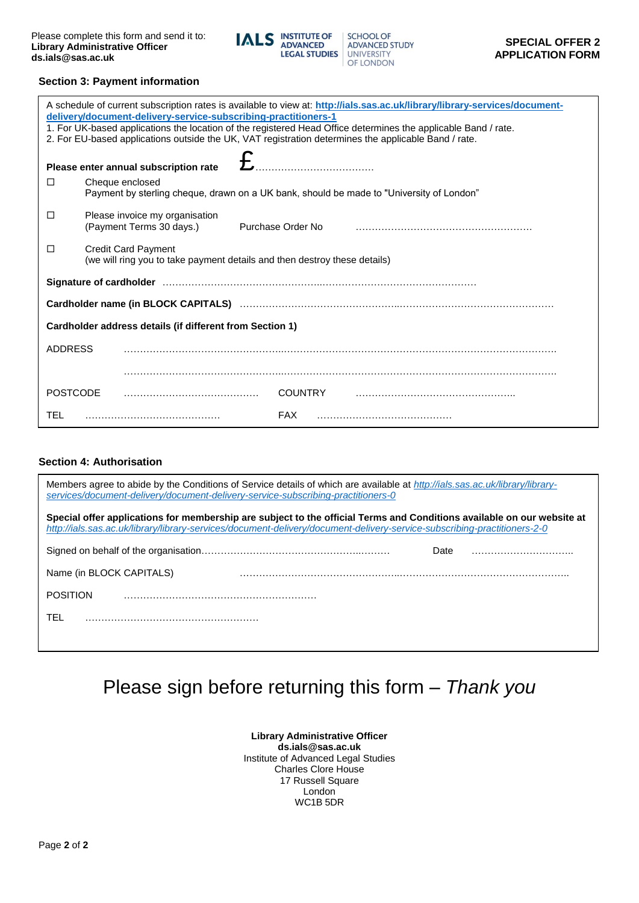Please complete this form and send it to:
**Library Administrative Officer**
**ds.ials@sas.ac.uk**

IALS INSTITUTE OF ADVANCED LEGAL STUDIES | SCHOOL OF ADVANCED STUDY UNIVERSITY OF LONDON

**SPECIAL OFFER 2**
**APPLICATION FORM**

## Section 3: Payment information

A schedule of current subscription rates is available to view at: **http://ials.sas.ac.uk/library/library-services/document-delivery/document-delivery-service-subscribing-practitioners-1**

1. For UK-based applications the location of the registered Head Office determines the applicable Band / rate.
2. For EU-based applications outside the UK, VAT registration determines the applicable Band / rate.

**Please enter annual subscription rate** £.....................................

☐ Cheque enclosed
Payment by sterling cheque, drawn on a UK bank, should be made to "University of London"

☐ Please invoice my organisation
(Payment Terms 30 days.) Purchase Order No ......................................................

☐ Credit Card Payment
(we will ring you to take payment details and then destroy these details)

**Signature of cardholder** ......................................................................................................

**Cardholder name (in BLOCK CAPITALS)** ......................................................................................................

**Cardholder address details (if different from Section 1)**

ADDRESS ......................................................................................................

......................................................................................................

POSTCODE .......................................... COUNTRY ..................................................

TEL .......................................... FAX ..........................................

## Section 4: Authorisation

Members agree to abide by the Conditions of Service details of which are available at *http://ials.sas.ac.uk/library/library-services/document-delivery/document-delivery-service-subscribing-practitioners-0*

**Special offer applications for membership are subject to the official Terms and Conditions available on our website at** *http://ials.sas.ac.uk/library/library-services/document-delivery/document-delivery-service-subscribing-practitioners-2-0*

Signed on behalf of the organisation.......................................................... Date ................................

Name (in BLOCK CAPITALS) ......................................................................................................

POSITION ...........................................................

TEL .....................................................

# Please sign before returning this form – *Thank you*

**Library Administrative Officer**
**ds.ials@sas.ac.uk**
Institute of Advanced Legal Studies
Charles Clore House
17 Russell Square
London
WC1B 5DR